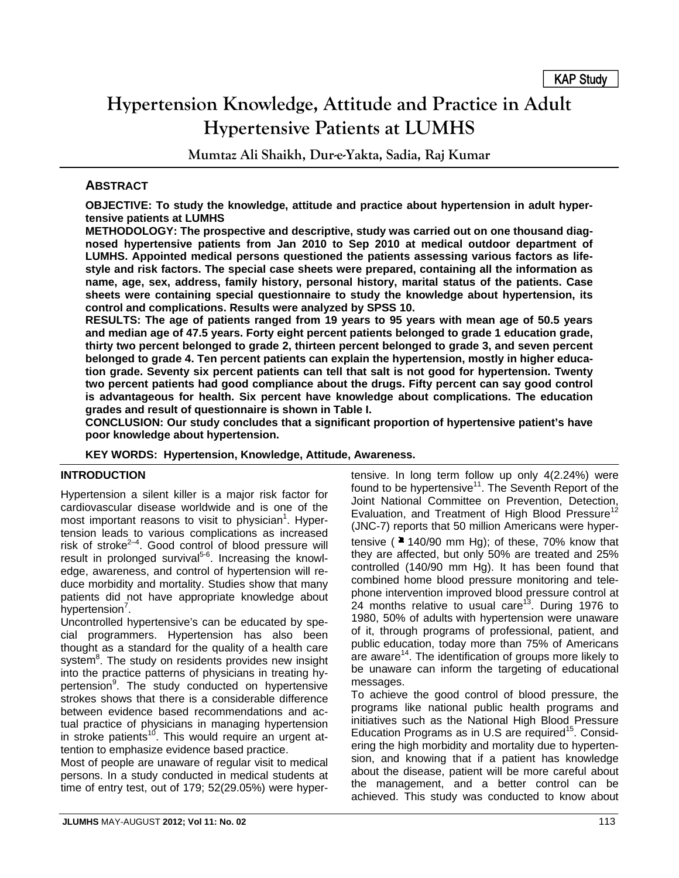KAP Study

# Hypertension Knowledge, Attitude and Practice in Adult Hypertensive Patients at LUMHS

**Mumtaz Ali Shaikh, Dur-e-Yakta, Sadia, Raj Kumar**

## ABSTRACT

**OBJECTIVE: To study the knowledge, attitude and practice about hypertension in adult hypertensive patients at LUMHS**

**METHODOLOGY: The prospective and descriptive, study was carried out on one thousand diagnosed hypertensive patients from Jan 2010 to Sep 2010 at medical outdoor department of LUMHS. Appointed medical persons questioned the patients assessing various factors as lifestyle and risk factors. The special case sheets were prepared, containing all the information as name, age, sex, address, family history, personal history, marital status of the patients. Case sheets were containing special questionnaire to study the knowledge about hypertension, its control and complications. Results were analyzed by SPSS 10.**

**RESULTS: The age of patients ranged from 19 years to 95 years with mean age of 50.5 years and median age of 47.5 years. Forty eight percent patients belonged to grade 1 education grade, thirty two percent belonged to grade 2, thirteen percent belonged to grade 3, and seven percent belonged to grade 4. Ten percent patients can explain the hypertension, mostly in higher education grade. Seventy six percent patients can tell that salt is not good for hypertension. Twenty two percent patients had good compliance about the drugs. Fifty percent can say good control is advantageous for health. Six percent have knowledge about complications. The education grades and result of questionnaire is shown in Table I.**

**CONCLUSION: Our study concludes that a significant proportion of hypertensive patient's have poor knowledge about hypertension.**

**KEY WORDS: Hypertension, Knowledge, Attitude, Awareness.**

## INTRODUCTION

Hypertension a silent killer is a major risk factor for cardiovascular disease worldwide and is one of the most important reasons to visit to physician[1]. Hypertension leads to various complications as increased risk of stroke[2–4]. Good control of blood pressure will result in prolonged survival[5-6]. Increasing the knowledge, awareness, and control of hypertension will reduce morbidity and mortality. Studies show that many patients did not have appropriate knowledge about hypertension[7].

Uncontrolled hypertensive's can be educated by special programmers. Hypertension has also been thought as a standard for the quality of a health care system[8]. The study on residents provides new insight into the practice patterns of physicians in treating hypertension[9]. The study conducted on hypertensive strokes shows that there is a considerable difference between evidence based recommendations and actual practice of physicians in managing hypertension in stroke patients[10]. This would require an urgent attention to emphasize evidence based practice.

Most of people are unaware of regular visit to medical persons. In a study conducted in medical students at time of entry test, out of 179; 52(29.05%) were hypertensive. In long term follow up only 4(2.24%) were found to be hypertensive[11]. The Seventh Report of the Joint National Committee on Prevention, Detection, Evaluation, and Treatment of High Blood Pressure[12] (JNC-7) reports that 50 million Americans were hypertensive ( ≥ 140/90 mm Hg); of these, 70% know that they are affected, but only 50% are treated and 25% controlled (140/90 mm Hg). It has been found that combined home blood pressure monitoring and telephone intervention improved blood pressure control at 24 months relative to usual care[13]. During 1976 to 1980, 50% of adults with hypertension were unaware of it, through programs of professional, patient, and public education, today more than 75% of Americans are aware[14]. The identification of groups more likely to be unaware can inform the targeting of educational messages.

To achieve the good control of blood pressure, the programs like national public health programs and initiatives such as the National High Blood Pressure Education Programs as in U.S are required[15]. Considering the high morbidity and mortality due to hypertension, and knowing that if a patient has knowledge about the disease, patient will be more careful about the management, and a better control can be achieved. This study was conducted to know about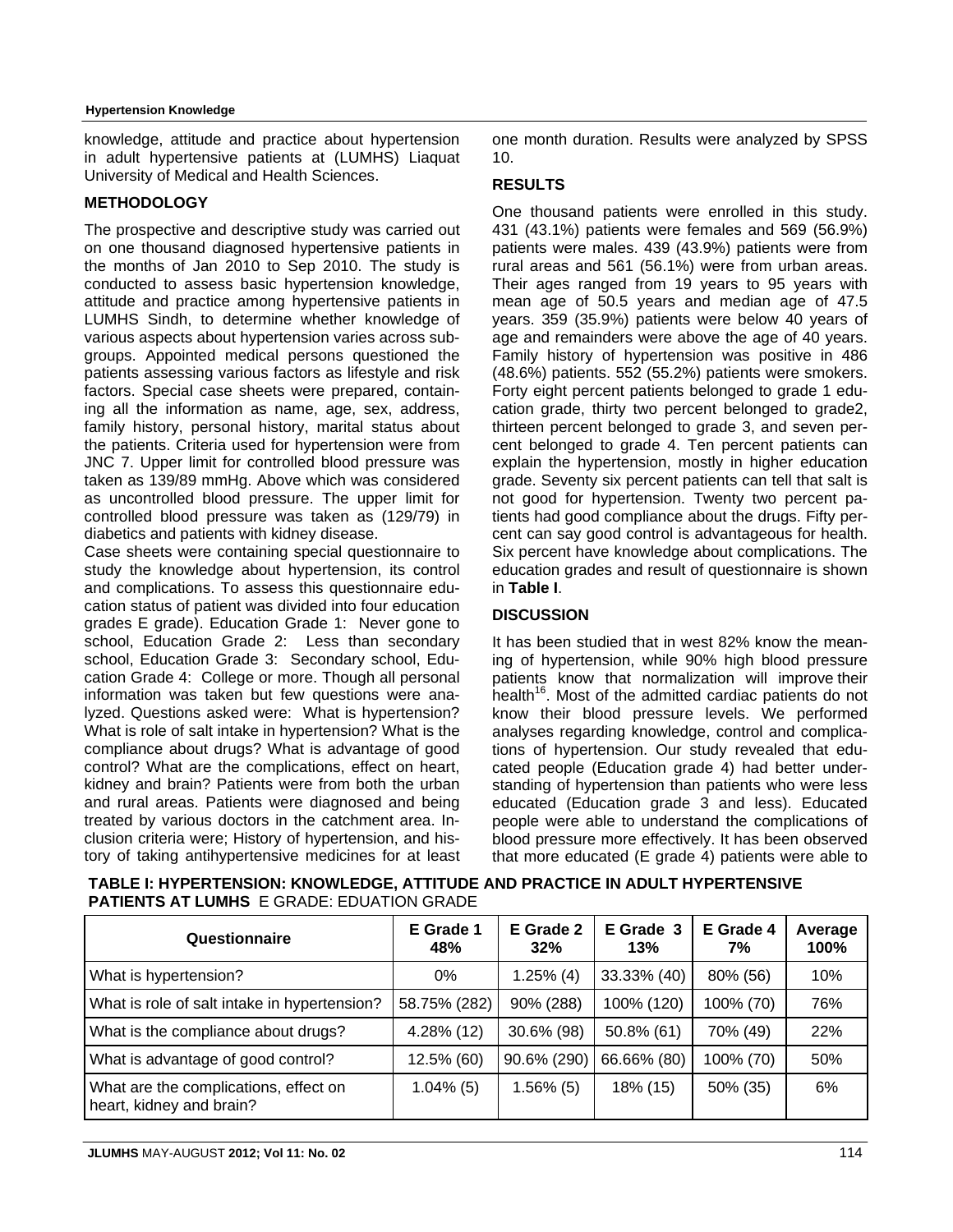knowledge, attitude and practice about hypertension in adult hypertensive patients at (LUMHS) Liaquat University of Medical and Health Sciences.

## METHODOLOGY

The prospective and descriptive study was carried out on one thousand diagnosed hypertensive patients in the months of Jan 2010 to Sep 2010. The study is conducted to assess basic hypertension knowledge, attitude and practice among hypertensive patients in LUMHS Sindh, to determine whether knowledge of various aspects about hypertension varies across sub-groups. Appointed medical persons questioned the patients assessing various factors as lifestyle and risk factors. Special case sheets were prepared, containing all the information as name, age, sex, address, family history, personal history, marital status about the patients. Criteria used for hypertension were from JNC 7. Upper limit for controlled blood pressure was taken as 139/89 mmHg. Above which was considered as uncontrolled blood pressure. The upper limit for controlled blood pressure was taken as (129/79) in diabetics and patients with kidney disease.

Case sheets were containing special questionnaire to study the knowledge about hypertension, its control and complications. To assess this questionnaire education status of patient was divided into four education grades E grade). Education Grade 1: Never gone to school, Education Grade 2: Less than secondary school, Education Grade 3: Secondary school, Education Grade 4: College or more. Though all personal information was taken but few questions were analyzed. Questions asked were: What is hypertension? What is role of salt intake in hypertension? What is the compliance about drugs? What is advantage of good control? What are the complications, effect on heart, kidney and brain? Patients were from both the urban and rural areas. Patients were diagnosed and being treated by various doctors in the catchment area. Inclusion criteria were; History of hypertension, and history of taking antihypertensive medicines for at least one month duration. Results were analyzed by SPSS 10.

## RESULTS

One thousand patients were enrolled in this study. 431 (43.1%) patients were females and 569 (56.9%) patients were males. 439 (43.9%) patients were from rural areas and 561 (56.1%) were from urban areas. Their ages ranged from 19 years to 95 years with mean age of 50.5 years and median age of 47.5 years. 359 (35.9%) patients were below 40 years of age and remainders were above the age of 40 years. Family history of hypertension was positive in 486 (48.6%) patients. 552 (55.2%) patients were smokers. Forty eight percent patients belonged to grade 1 education grade, thirty two percent belonged to grade2, thirteen percent belonged to grade 3, and seven percent belonged to grade 4. Ten percent patients can explain the hypertension, mostly in higher education grade. Seventy six percent patients can tell that salt is not good for hypertension. Twenty two percent patients had good compliance about the drugs. Fifty percent can say good control is advantageous for health. Six percent have knowledge about complications. The education grades and result of questionnaire is shown in **Table I**.

## DISCUSSION

It has been studied that in west 82% know the meaning of hypertension, while 90% high blood pressure patients know that normalization will improve their health[16]. Most of the admitted cardiac patients do not know their blood pressure levels. We performed analyses regarding knowledge, control and complications of hypertension. Our study revealed that educated people (Education grade 4) had better understanding of hypertension than patients who were less educated (Education grade 3 and less). Educated people were able to understand the complications of blood pressure more effectively. It has been observed that more educated (E grade 4) patients were able to

**TABLE I: HYPERTENSION: KNOWLEDGE, ATTITUDE AND PRACTICE IN ADULT HYPERTENSIVE PATIENTS AT LUMHS** E GRADE: EDUATION GRADE

| Questionnaire | E Grade 1 48% | E Grade 2 32% | E Grade 3 13% | E Grade 4 7% | Average 100% |
|---|---|---|---|---|---|
| What is hypertension? | 0% | 1.25% (4) | 33.33% (40) | 80% (56) | 10% |
| What is role of salt intake in hypertension? | 58.75% (282) | 90% (288) | 100% (120) | 100% (70) | 76% |
| What is the compliance about drugs? | 4.28% (12) | 30.6% (98) | 50.8% (61) | 70% (49) | 22% |
| What is advantage of good control? | 12.5% (60) | 90.6% (290) | 66.66% (80) | 100% (70) | 50% |
| What are the complications, effect on heart, kidney and brain? | 1.04% (5) | 1.56% (5) | 18% (15) | 50% (35) | 6% |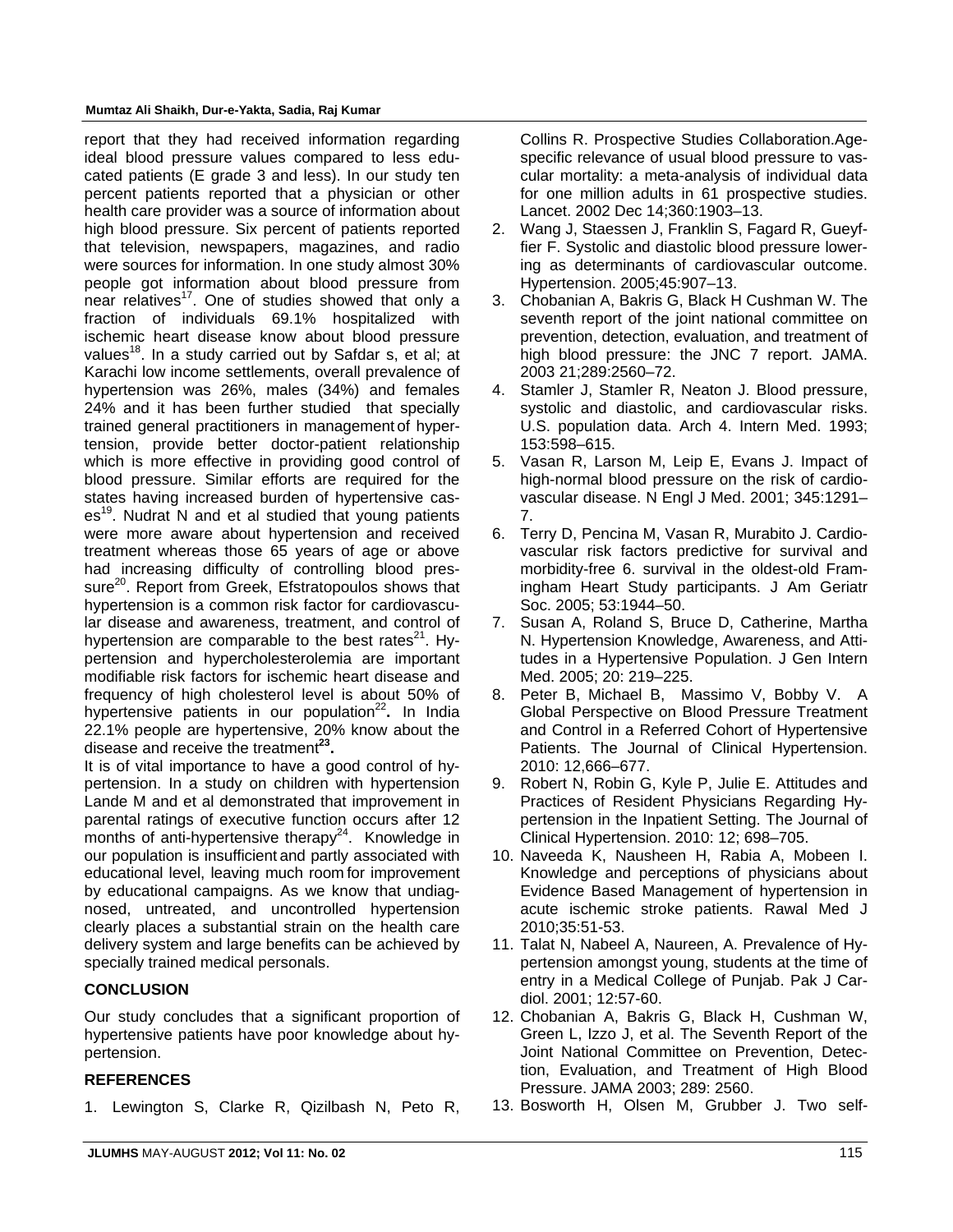report that they had received information regarding ideal blood pressure values compared to less educated patients (E grade 3 and less). In our study ten percent patients reported that a physician or other health care provider was a source of information about high blood pressure. Six percent of patients reported that television, newspapers, magazines, and radio were sources for information. In one study almost 30% people got information about blood pressure from near relatives[17]. One of studies showed that only a fraction of individuals 69.1% hospitalized with ischemic heart disease know about blood pressure values[18]. In a study carried out by Safdar s, et al; at Karachi low income settlements, overall prevalence of hypertension was 26%, males (34%) and females 24% and it has been further studied that specially trained general practitioners in management of hypertension, provide better doctor-patient relationship which is more effective in providing good control of blood pressure. Similar efforts are required for the states having increased burden of hypertensive cases[19]. Nudrat N and et al studied that young patients were more aware about hypertension and received treatment whereas those 65 years of age or above had increasing difficulty of controlling blood pressure[20]. Report from Greek, Efstratopoulos shows that hypertension is a common risk factor for cardiovascular disease and awareness, treatment, and control of hypertension are comparable to the best rates[21]. Hypertension and hypercholesterolemia are important modifiable risk factors for ischemic heart disease and frequency of high cholesterol level is about 50% of hypertensive patients in our population[22]**.** In India 22.1% people are hypertensive, 20% know about the disease and receive the treatment[23]**.**

It is of vital importance to have a good control of hypertension. In a study on children with hypertension Lande M and et al demonstrated that improvement in parental ratings of executive function occurs after 12 months of anti-hypertensive therapy[24]. Knowledge in our population is insufficient and partly associated with educational level, leaving much room for improvement by educational campaigns. As we know that undiagnosed, untreated, and uncontrolled hypertension clearly places a substantial strain on the health care delivery system and large benefits can be achieved by specially trained medical personals.

## CONCLUSION

Our study concludes that a significant proportion of hypertensive patients have poor knowledge about hypertension.

## REFERENCES

1. Lewington S, Clarke R, Qizilbash N, Peto R, Collins R. Prospective Studies Collaboration.Age-specific relevance of usual blood pressure to vascular mortality: a meta-analysis of individual data for one million adults in 61 prospective studies. Lancet. 2002 Dec 14;360:1903–13.
2. Wang J, Staessen J, Franklin S, Fagard R, Gueyffier F. Systolic and diastolic blood pressure lowering as determinants of cardiovascular outcome. Hypertension. 2005;45:907–13.
3. Chobanian A, Bakris G, Black H Cushman W. The seventh report of the joint national committee on prevention, detection, evaluation, and treatment of high blood pressure: the JNC 7 report. JAMA. 2003 21;289:2560–72.
4. Stamler J, Stamler R, Neaton J. Blood pressure, systolic and diastolic, and cardiovascular risks. U.S. population data. Arch 4. Intern Med. 1993; 153:598–615.
5. Vasan R, Larson M, Leip E, Evans J. Impact of high-normal blood pressure on the risk of cardiovascular disease. N Engl J Med. 2001; 345:1291–7.
6. Terry D, Pencina M, Vasan R, Murabito J. Cardiovascular risk factors predictive for survival and morbidity-free 6. survival in the oldest-old Framingham Heart Study participants. J Am Geriatr Soc. 2005; 53:1944–50.
7. Susan A, Roland S, Bruce D, Catherine, Martha N. Hypertension Knowledge, Awareness, and Attitudes in a Hypertensive Population. J Gen Intern Med. 2005; 20: 219–225.
8. Peter B, Michael B, Massimo V, Bobby V. A Global Perspective on Blood Pressure Treatment and Control in a Referred Cohort of Hypertensive Patients. The Journal of Clinical Hypertension. 2010: 12,666–677.
9. Robert N, Robin G, Kyle P, Julie E. Attitudes and Practices of Resident Physicians Regarding Hypertension in the Inpatient Setting. The Journal of Clinical Hypertension. 2010: 12; 698–705.
10. Naveeda K, Nausheen H, Rabia A, Mobeen I. Knowledge and perceptions of physicians about Evidence Based Management of hypertension in acute ischemic stroke patients. Rawal Med J 2010;35:51-53.
11. Talat N, Nabeel A, Naureen, A. Prevalence of Hypertension amongst young, students at the time of entry in a Medical College of Punjab. Pak J Cardiol. 2001; 12:57-60.
12. Chobanian A, Bakris G, Black H, Cushman W, Green L, Izzo J, et al. The Seventh Report of the Joint National Committee on Prevention, Detection, Evaluation, and Treatment of High Blood Pressure. JAMA 2003; 289: 2560.
13. Bosworth H, Olsen M, Grubber J. Two self-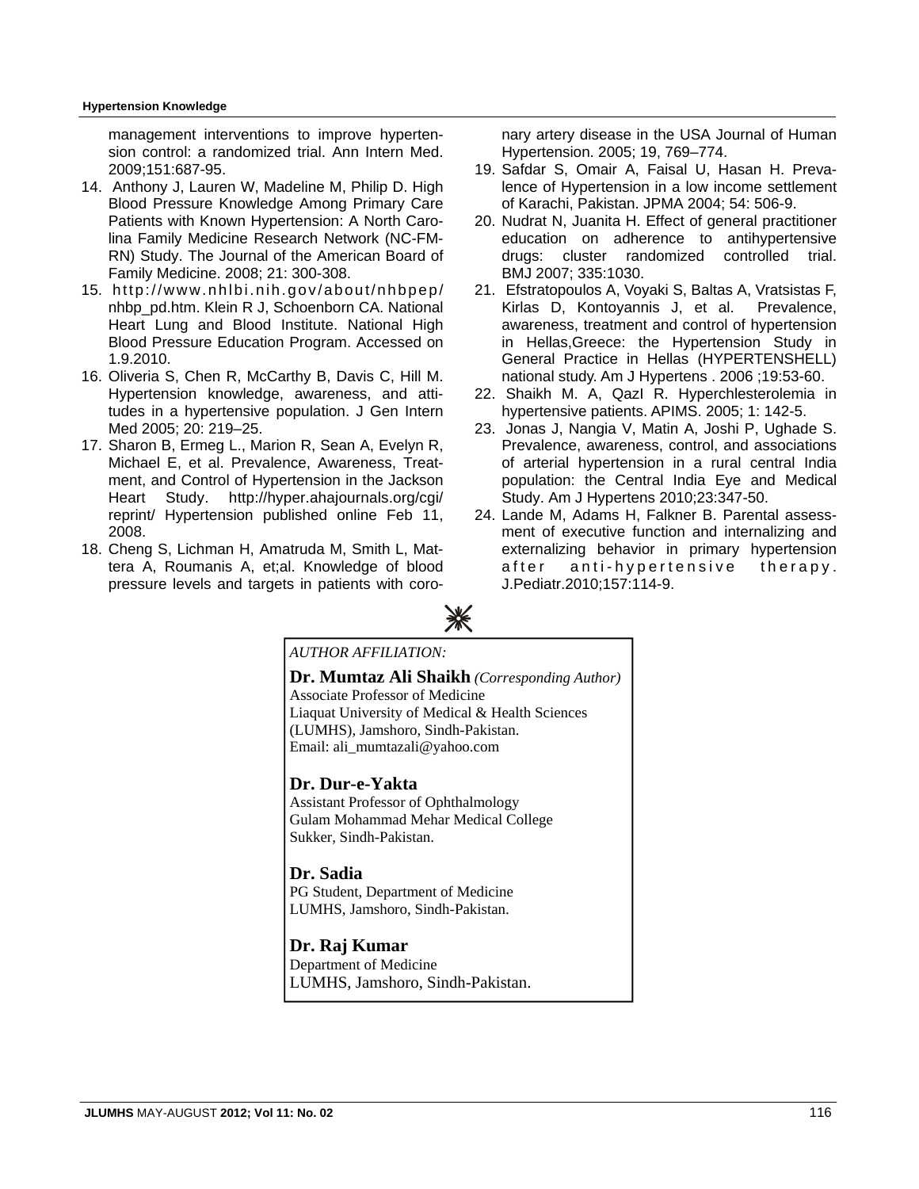management interventions to improve hypertension control: a randomized trial. Ann Intern Med. 2009;151:687-95.

14. Anthony J, Lauren W, Madeline M, Philip D. High Blood Pressure Knowledge Among Primary Care Patients with Known Hypertension: A North Carolina Family Medicine Research Network (NC-FM-RN) Study. The Journal of the American Board of Family Medicine. 2008; 21: 300-308.
15. http://www.nhlbi.nih.gov/about/nhbpep/nhbp_pd.htm. Klein R J, Schoenborn CA. National Heart Lung and Blood Institute. National High Blood Pressure Education Program. Accessed on 1.9.2010.
16. Oliveria S, Chen R, McCarthy B, Davis C, Hill M. Hypertension knowledge, awareness, and attitudes in a hypertensive population. J Gen Intern Med 2005; 20: 219–25.
17. Sharon B, Ermeg L., Marion R, Sean A, Evelyn R, Michael E, et al. Prevalence, Awareness, Treatment, and Control of Hypertension in the Jackson Heart Study. http://hyper.ahajournals.org/cgi/reprint/ Hypertension published online Feb 11, 2008.
18. Cheng S, Lichman H, Amatruda M, Smith L, Mattera A, Roumanis A, et;al. Knowledge of blood pressure levels and targets in patients with coronary artery disease in the USA Journal of Human Hypertension. 2005; 19, 769–774.
19. Safdar S, Omair A, Faisal U, Hasan H. Prevalence of Hypertension in a low income settlement of Karachi, Pakistan. JPMA 2004; 54: 506-9.
20. Nudrat N, Juanita H. Effect of general practitioner education on adherence to antihypertensive drugs: cluster randomized controlled trial. BMJ 2007; 335:1030.
21. Efstratopoulos A, Voyaki S, Baltas A, Vratsistas F, Kirlas D, Kontoyannis J, et al. Prevalence, awareness, treatment and control of hypertension in Hellas,Greece: the Hypertension Study in General Practice in Hellas (HYPERTENSHELL) national study. Am J Hypertens . 2006 ;19:53-60.
22. Shaikh M. A, QazI R. Hyperchlesterolemia in hypertensive patients. APIMS. 2005; 1: 142-5.
23. Jonas J, Nangia V, Matin A, Joshi P, Ughade S. Prevalence, awareness, control, and associations of arterial hypertension in a rural central India population: the Central India Eye and Medical Study. Am J Hypertens 2010;23:347-50.
24. Lande M, Adams H, Falkner B. Parental assessment of executive function and internalizing and externalizing behavior in primary hypertension after anti-hypertensive therapy. J.Pediatr.2010;157:114-9.

*AUTHOR AFFILIATION:*

**Dr. Mumtaz Ali Shaikh** *(Corresponding Author)*
Associate Professor of Medicine
Liaquat University of Medical & Health Sciences (LUMHS), Jamshoro, Sindh-Pakistan.
Email: ali_mumtazali@yahoo.com

**Dr. Dur-e-Yakta**
Assistant Professor of Ophthalmology
Gulam Mohammad Mehar Medical College
Sukker, Sindh-Pakistan.

**Dr. Sadia**
PG Student, Department of Medicine
LUMHS, Jamshoro, Sindh-Pakistan.

**Dr. Raj Kumar**
Department of Medicine
LUMHS, Jamshoro, Sindh-Pakistan.